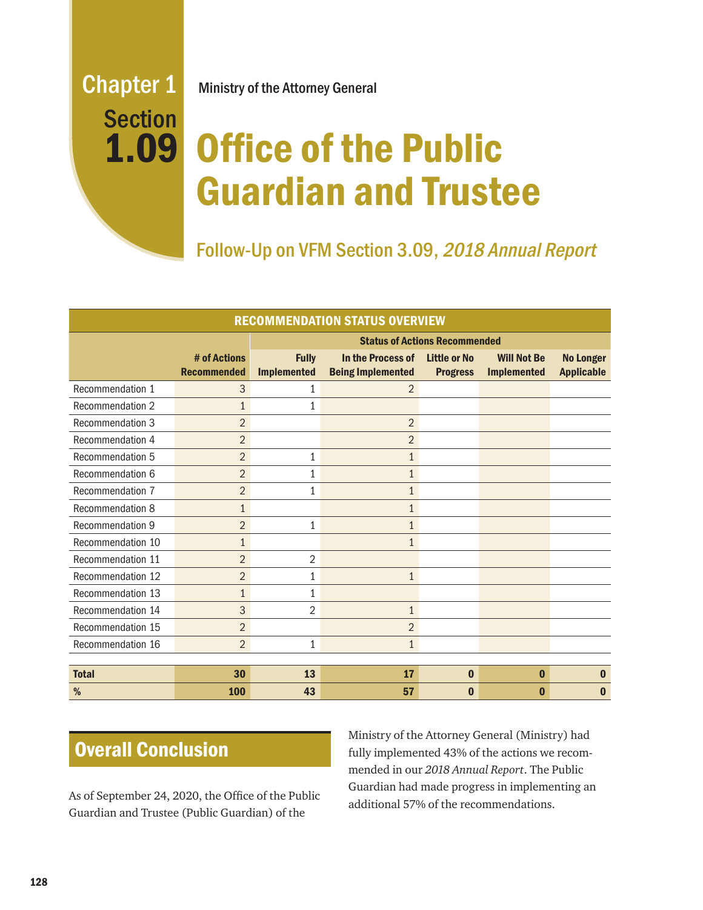Chapter 1
Section 1.09

Ministry of the Attorney General

# Office of the Public Guardian and Trustee

## Follow-Up on VFM Section 3.09, *2018 Annual Report*

| RECOMMENDATION STATUS OVERVIEW | | | | | | |
|---|---|---|---|---|---|---|
| | | Status of Actions Recommended | | | | |
| | # of Actions Recommended | Fully Implemented | In the Process of Being Implemented | Little or No Progress | Will Not Be Implemented | No Longer Applicable |
| Recommendation 1 | 3 | 1 | 2 | | | |
| Recommendation 2 | 1 | 1 | | | | |
| Recommendation 3 | 2 | | 2 | | | |
| Recommendation 4 | 2 | | 2 | | | |
| Recommendation 5 | 2 | 1 | 1 | | | |
| Recommendation 6 | 2 | 1 | 1 | | | |
| Recommendation 7 | 2 | 1 | 1 | | | |
| Recommendation 8 | 1 | | 1 | | | |
| Recommendation 9 | 2 | 1 | 1 | | | |
| Recommendation 10 | 1 | | 1 | | | |
| Recommendation 11 | 2 | 2 | | | | |
| Recommendation 12 | 2 | 1 | 1 | | | |
| Recommendation 13 | 1 | 1 | | | | |
| Recommendation 14 | 3 | 2 | 1 | | | |
| Recommendation 15 | 2 | | 2 | | | |
| Recommendation 16 | 2 | 1 | 1 | | | |
| **Total** | **30** | **13** | **17** | **0** | **0** | **0** |
| **%** | **100** | **43** | **57** | **0** | **0** | **0** |

## Overall Conclusion

As of September 24, 2020, the Office of the Public Guardian and Trustee (Public Guardian) of the Ministry of the Attorney General (Ministry) had fully implemented 43% of the actions we recommended in our *2018 Annual Report*. The Public Guardian had made progress in implementing an additional 57% of the recommendations.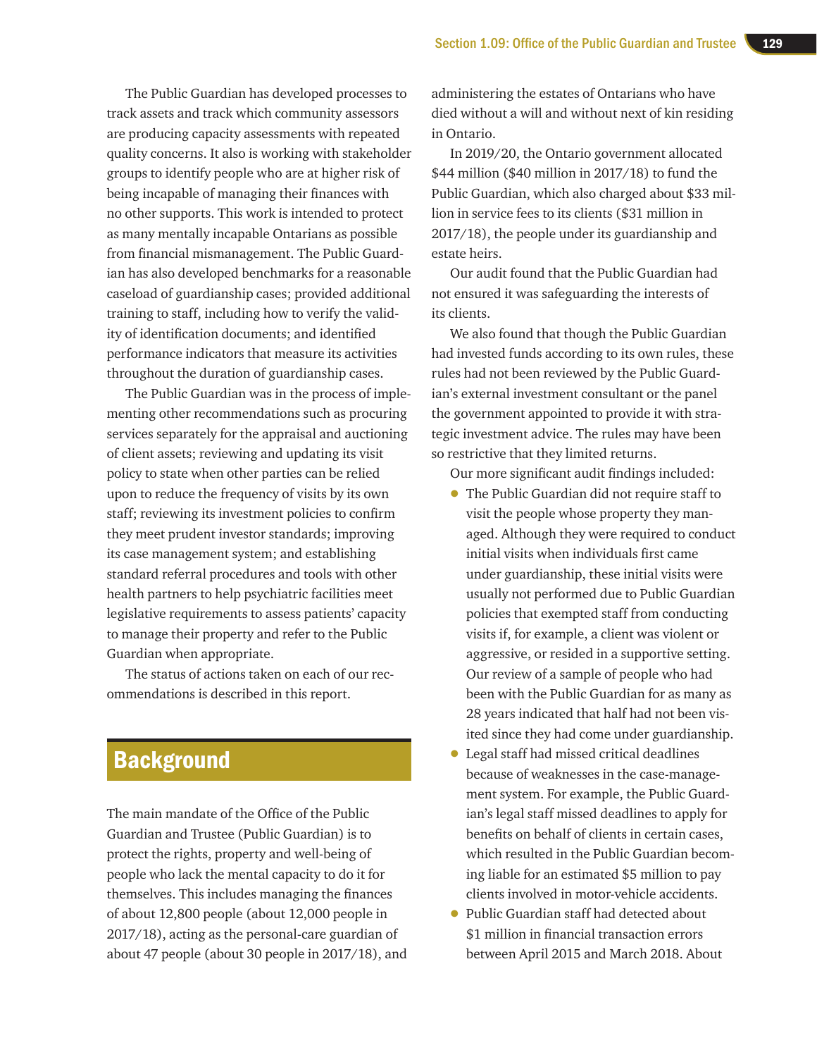The Public Guardian has developed processes to track assets and track which community assessors are producing capacity assessments with repeated quality concerns. It also is working with stakeholder groups to identify people who are at higher risk of being incapable of managing their finances with no other supports. This work is intended to protect as many mentally incapable Ontarians as possible from financial mismanagement. The Public Guardian has also developed benchmarks for a reasonable caseload of guardianship cases; provided additional training to staff, including how to verify the validity of identification documents; and identified performance indicators that measure its activities throughout the duration of guardianship cases.

The Public Guardian was in the process of implementing other recommendations such as procuring services separately for the appraisal and auctioning of client assets; reviewing and updating its visit policy to state when other parties can be relied upon to reduce the frequency of visits by its own staff; reviewing its investment policies to confirm they meet prudent investor standards; improving its case management system; and establishing standard referral procedures and tools with other health partners to help psychiatric facilities meet legislative requirements to assess patients' capacity to manage their property and refer to the Public Guardian when appropriate.

The status of actions taken on each of our recommendations is described in this report.

## Background

The main mandate of the Office of the Public Guardian and Trustee (Public Guardian) is to protect the rights, property and well-being of people who lack the mental capacity to do it for themselves. This includes managing the finances of about 12,800 people (about 12,000 people in 2017/18), acting as the personal-care guardian of about 47 people (about 30 people in 2017/18), and administering the estates of Ontarians who have died without a will and without next of kin residing in Ontario.

In 2019/20, the Ontario government allocated $44 million ($40 million in 2017/18) to fund the Public Guardian, which also charged about $33 million in service fees to its clients ($31 million in 2017/18), the people under its guardianship and estate heirs.

Our audit found that the Public Guardian had not ensured it was safeguarding the interests of its clients.

We also found that though the Public Guardian had invested funds according to its own rules, these rules had not been reviewed by the Public Guardian's external investment consultant or the panel the government appointed to provide it with strategic investment advice. The rules may have been so restrictive that they limited returns.

Our more significant audit findings included:

- The Public Guardian did not require staff to visit the people whose property they managed. Although they were required to conduct initial visits when individuals first came under guardianship, these initial visits were usually not performed due to Public Guardian policies that exempted staff from conducting visits if, for example, a client was violent or aggressive, or resided in a supportive setting. Our review of a sample of people who had been with the Public Guardian for as many as 28 years indicated that half had not been visited since they had come under guardianship.
- Legal staff had missed critical deadlines because of weaknesses in the case-management system. For example, the Public Guardian's legal staff missed deadlines to apply for benefits on behalf of clients in certain cases, which resulted in the Public Guardian becoming liable for an estimated $5 million to pay clients involved in motor-vehicle accidents.
- Public Guardian staff had detected about $1 million in financial transaction errors between April 2015 and March 2018. About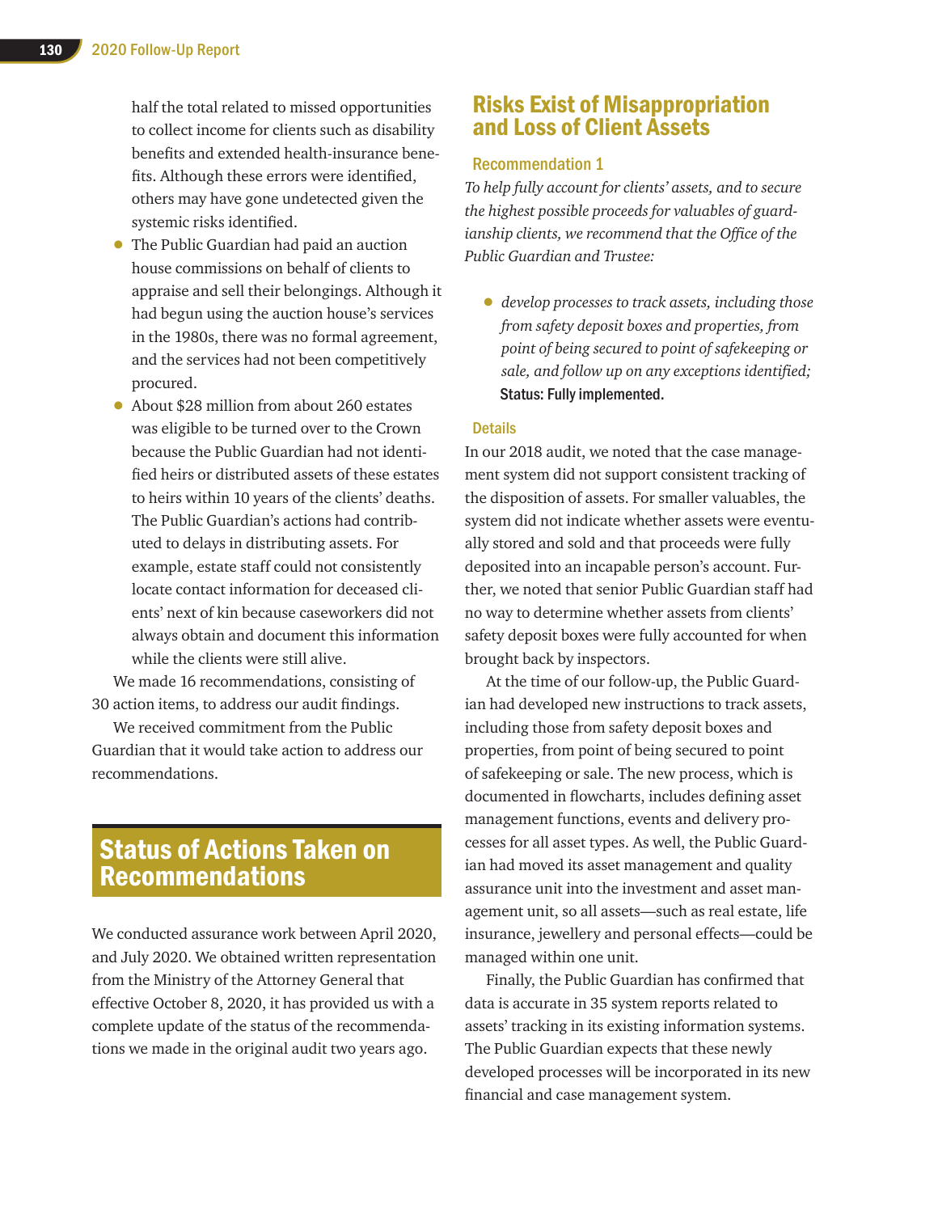half the total related to missed opportunities to collect income for clients such as disability benefits and extended health-insurance benefits. Although these errors were identified, others may have gone undetected given the systemic risks identified.

- The Public Guardian had paid an auction house commissions on behalf of clients to appraise and sell their belongings. Although it had begun using the auction house's services in the 1980s, there was no formal agreement, and the services had not been competitively procured.
- About $28 million from about 260 estates was eligible to be turned over to the Crown because the Public Guardian had not identified heirs or distributed assets of these estates to heirs within 10 years of the clients' deaths. The Public Guardian's actions had contributed to delays in distributing assets. For example, estate staff could not consistently locate contact information for deceased clients' next of kin because caseworkers did not always obtain and document this information while the clients were still alive.

We made 16 recommendations, consisting of 30 action items, to address our audit findings.

We received commitment from the Public Guardian that it would take action to address our recommendations.

## Status of Actions Taken on Recommendations

We conducted assurance work between April 2020, and July 2020. We obtained written representation from the Ministry of the Attorney General that effective October 8, 2020, it has provided us with a complete update of the status of the recommendations we made in the original audit two years ago.

### Risks Exist of Misappropriation and Loss of Client Assets

#### Recommendation 1

*To help fully account for clients' assets, and to secure the highest possible proceeds for valuables of guardianship clients, we recommend that the Office of the Public Guardian and Trustee:*

- *develop processes to track assets, including those from safety deposit boxes and properties, from point of being secured to point of safekeeping or sale, and follow up on any exceptions identified;*
  **Status: Fully implemented.**

#### Details

In our 2018 audit, we noted that the case management system did not support consistent tracking of the disposition of assets. For smaller valuables, the system did not indicate whether assets were eventually stored and sold and that proceeds were fully deposited into an incapable person's account. Further, we noted that senior Public Guardian staff had no way to determine whether assets from clients' safety deposit boxes were fully accounted for when brought back by inspectors.

At the time of our follow-up, the Public Guardian had developed new instructions to track assets, including those from safety deposit boxes and properties, from point of being secured to point of safekeeping or sale. The new process, which is documented in flowcharts, includes defining asset management functions, events and delivery processes for all asset types. As well, the Public Guardian had moved its asset management and quality assurance unit into the investment and asset management unit, so all assets—such as real estate, life insurance, jewellery and personal effects—could be managed within one unit.

Finally, the Public Guardian has confirmed that data is accurate in 35 system reports related to assets' tracking in its existing information systems. The Public Guardian expects that these newly developed processes will be incorporated in its new financial and case management system.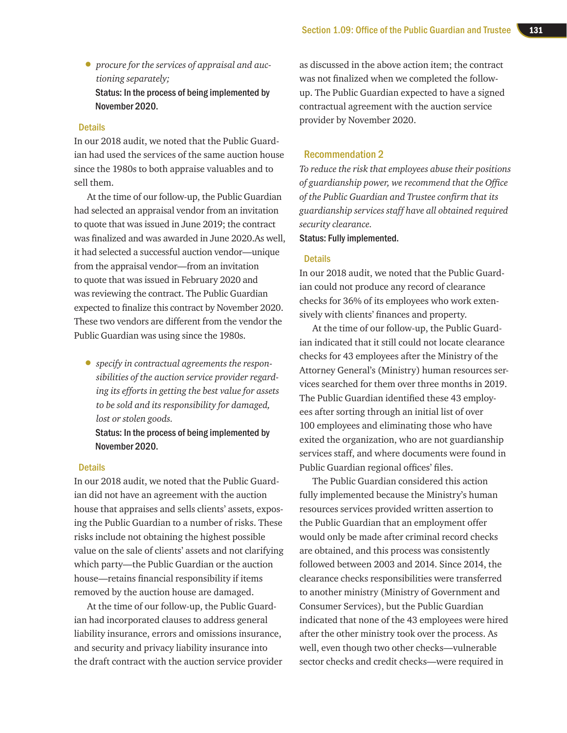- *procure for the services of appraisal and auctioning separately;*

  **Status: In the process of being implemented by November 2020.**

### Details

In our 2018 audit, we noted that the Public Guardian had used the services of the same auction house since the 1980s to both appraise valuables and to sell them.

At the time of our follow-up, the Public Guardian had selected an appraisal vendor from an invitation to quote that was issued in June 2019; the contract was finalized and was awarded in June 2020.As well, it had selected a successful auction vendor—unique from the appraisal vendor—from an invitation to quote that was issued in February 2020 and was reviewing the contract. The Public Guardian expected to finalize this contract by November 2020. These two vendors are different from the vendor the Public Guardian was using since the 1980s.

- *specify in contractual agreements the responsibilities of the auction service provider regarding its efforts in getting the best value for assets to be sold and its responsibility for damaged, lost or stolen goods.*

  **Status: In the process of being implemented by November 2020.**

### Details

In our 2018 audit, we noted that the Public Guardian did not have an agreement with the auction house that appraises and sells clients' assets, exposing the Public Guardian to a number of risks. These risks include not obtaining the highest possible value on the sale of clients' assets and not clarifying which party—the Public Guardian or the auction house—retains financial responsibility if items removed by the auction house are damaged.

At the time of our follow-up, the Public Guardian had incorporated clauses to address general liability insurance, errors and omissions insurance, and security and privacy liability insurance into the draft contract with the auction service provider as discussed in the above action item; the contract was not finalized when we completed the follow-up. The Public Guardian expected to have a signed contractual agreement with the auction service provider by November 2020.

## Recommendation 2

*To reduce the risk that employees abuse their positions of guardianship power, we recommend that the Office of the Public Guardian and Trustee confirm that its guardianship services staff have all obtained required security clearance.*

**Status: Fully implemented.**

### Details

In our 2018 audit, we noted that the Public Guardian could not produce any record of clearance checks for 36% of its employees who work extensively with clients' finances and property.

At the time of our follow-up, the Public Guardian indicated that it still could not locate clearance checks for 43 employees after the Ministry of the Attorney General's (Ministry) human resources services searched for them over three months in 2019. The Public Guardian identified these 43 employees after sorting through an initial list of over 100 employees and eliminating those who have exited the organization, who are not guardianship services staff, and where documents were found in Public Guardian regional offices' files.

The Public Guardian considered this action fully implemented because the Ministry's human resources services provided written assertion to the Public Guardian that an employment offer would only be made after criminal record checks are obtained, and this process was consistently followed between 2003 and 2014. Since 2014, the clearance checks responsibilities were transferred to another ministry (Ministry of Government and Consumer Services), but the Public Guardian indicated that none of the 43 employees were hired after the other ministry took over the process. As well, even though two other checks—vulnerable sector checks and credit checks—were required in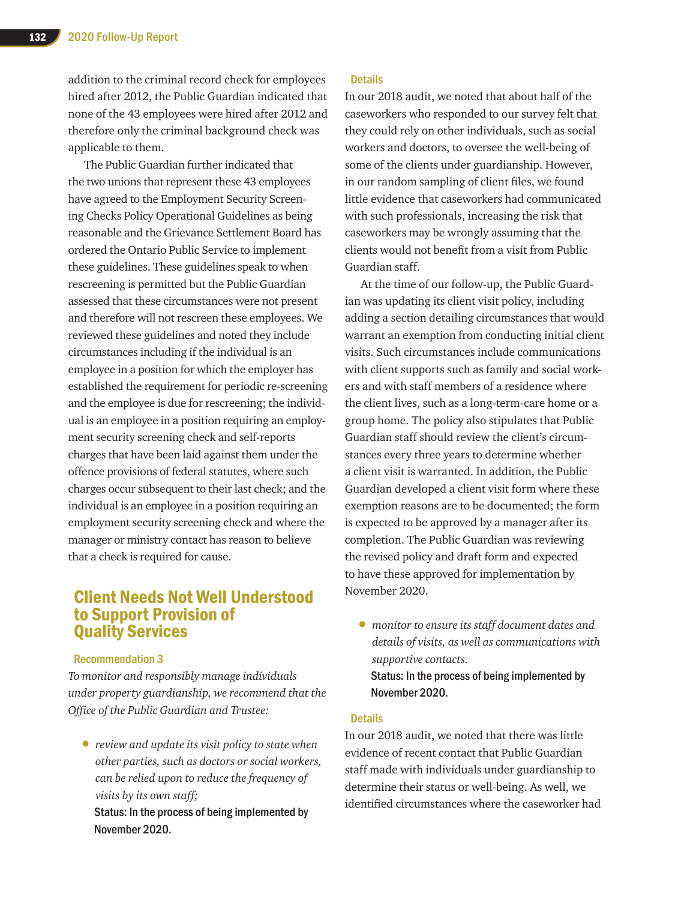addition to the criminal record check for employees hired after 2012, the Public Guardian indicated that none of the 43 employees were hired after 2012 and therefore only the criminal background check was applicable to them.

The Public Guardian further indicated that the two unions that represent these 43 employees have agreed to the Employment Security Screening Checks Policy Operational Guidelines as being reasonable and the Grievance Settlement Board has ordered the Ontario Public Service to implement these guidelines. These guidelines speak to when rescreening is permitted but the Public Guardian assessed that these circumstances were not present and therefore will not rescreen these employees. We reviewed these guidelines and noted they include circumstances including if the individual is an employee in a position for which the employer has established the requirement for periodic re-screening and the employee is due for rescreening; the individual is an employee in a position requiring an employment security screening check and self-reports charges that have been laid against them under the offence provisions of federal statutes, where such charges occur subsequent to their last check; and the individual is an employee in a position requiring an employment security screening check and where the manager or ministry contact has reason to believe that a check is required for cause.

## Client Needs Not Well Understood to Support Provision of Quality Services

### Recommendation 3

*To monitor and responsibly manage individuals under property guardianship, we recommend that the Office of the Public Guardian and Trustee:*

- *review and update its visit policy to state when other parties, such as doctors or social workers, can be relied upon to reduce the frequency of visits by its own staff;*

  **Status: In the process of being implemented by November 2020.**

### Details

In our 2018 audit, we noted that about half of the caseworkers who responded to our survey felt that they could rely on other individuals, such as social workers and doctors, to oversee the well-being of some of the clients under guardianship. However, in our random sampling of client files, we found little evidence that caseworkers had communicated with such professionals, increasing the risk that caseworkers may be wrongly assuming that the clients would not benefit from a visit from Public Guardian staff.

At the time of our follow-up, the Public Guardian was updating its client visit policy, including adding a section detailing circumstances that would warrant an exemption from conducting initial client visits. Such circumstances include communications with client supports such as family and social workers and with staff members of a residence where the client lives, such as a long-term-care home or a group home. The policy also stipulates that Public Guardian staff should review the client's circumstances every three years to determine whether a client visit is warranted. In addition, the Public Guardian developed a client visit form where these exemption reasons are to be documented; the form is expected to be approved by a manager after its completion. The Public Guardian was reviewing the revised policy and draft form and expected to have these approved for implementation by November 2020.

- *monitor to ensure its staff document dates and details of visits, as well as communications with supportive contacts.*

  **Status: In the process of being implemented by November 2020.**

### Details

In our 2018 audit, we noted that there was little evidence of recent contact that Public Guardian staff made with individuals under guardianship to determine their status or well-being. As well, we identified circumstances where the caseworker had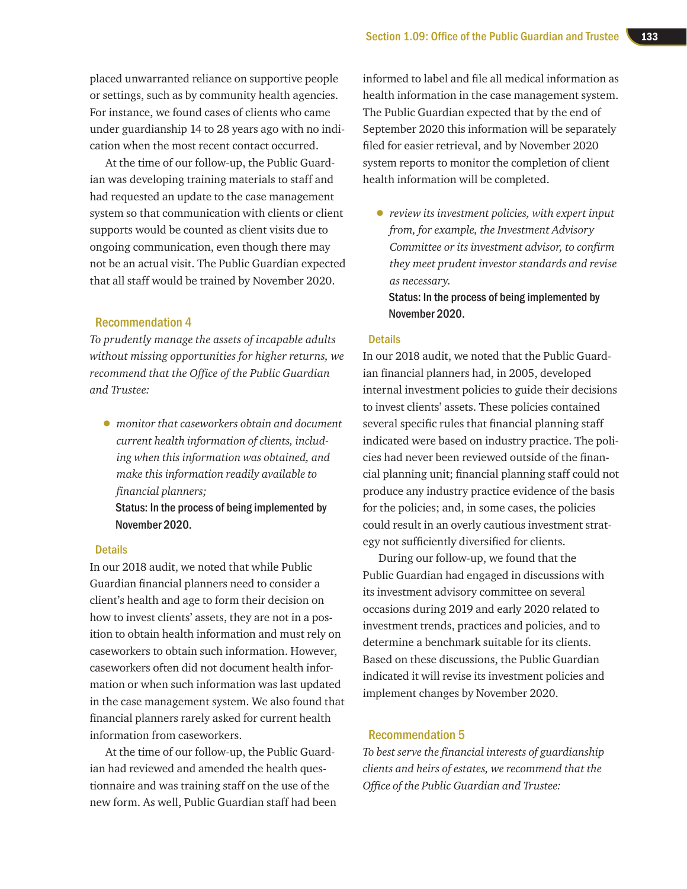placed unwarranted reliance on supportive people or settings, such as by community health agencies. For instance, we found cases of clients who came under guardianship 14 to 28 years ago with no indication when the most recent contact occurred.

At the time of our follow-up, the Public Guardian was developing training materials to staff and had requested an update to the case management system so that communication with clients or client supports would be counted as client visits due to ongoing communication, even though there may not be an actual visit. The Public Guardian expected that all staff would be trained by November 2020.

## Recommendation 4

*To prudently manage the assets of incapable adults without missing opportunities for higher returns, we recommend that the Office of the Public Guardian and Trustee:*

- *monitor that caseworkers obtain and document current health information of clients, including when this information was obtained, and make this information readily available to financial planners;*
  **Status: In the process of being implemented by November 2020.**

### Details

In our 2018 audit, we noted that while Public Guardian financial planners need to consider a client's health and age to form their decision on how to invest clients' assets, they are not in a position to obtain health information and must rely on caseworkers to obtain such information. However, caseworkers often did not document health information or when such information was last updated in the case management system. We also found that financial planners rarely asked for current health information from caseworkers.

At the time of our follow-up, the Public Guardian had reviewed and amended the health questionnaire and was training staff on the use of the new form. As well, Public Guardian staff had been informed to label and file all medical information as health information in the case management system. The Public Guardian expected that by the end of September 2020 this information will be separately filed for easier retrieval, and by November 2020 system reports to monitor the completion of client health information will be completed.

- *review its investment policies, with expert input from, for example, the Investment Advisory Committee or its investment advisor, to confirm they meet prudent investor standards and revise as necessary.*
  **Status: In the process of being implemented by November 2020.**

### Details

In our 2018 audit, we noted that the Public Guardian financial planners had, in 2005, developed internal investment policies to guide their decisions to invest clients' assets. These policies contained several specific rules that financial planning staff indicated were based on industry practice. The policies had never been reviewed outside of the financial planning unit; financial planning staff could not produce any industry practice evidence of the basis for the policies; and, in some cases, the policies could result in an overly cautious investment strategy not sufficiently diversified for clients.

During our follow-up, we found that the Public Guardian had engaged in discussions with its investment advisory committee on several occasions during 2019 and early 2020 related to investment trends, practices and policies, and to determine a benchmark suitable for its clients. Based on these discussions, the Public Guardian indicated it will revise its investment policies and implement changes by November 2020.

## Recommendation 5

*To best serve the financial interests of guardianship clients and heirs of estates, we recommend that the Office of the Public Guardian and Trustee:*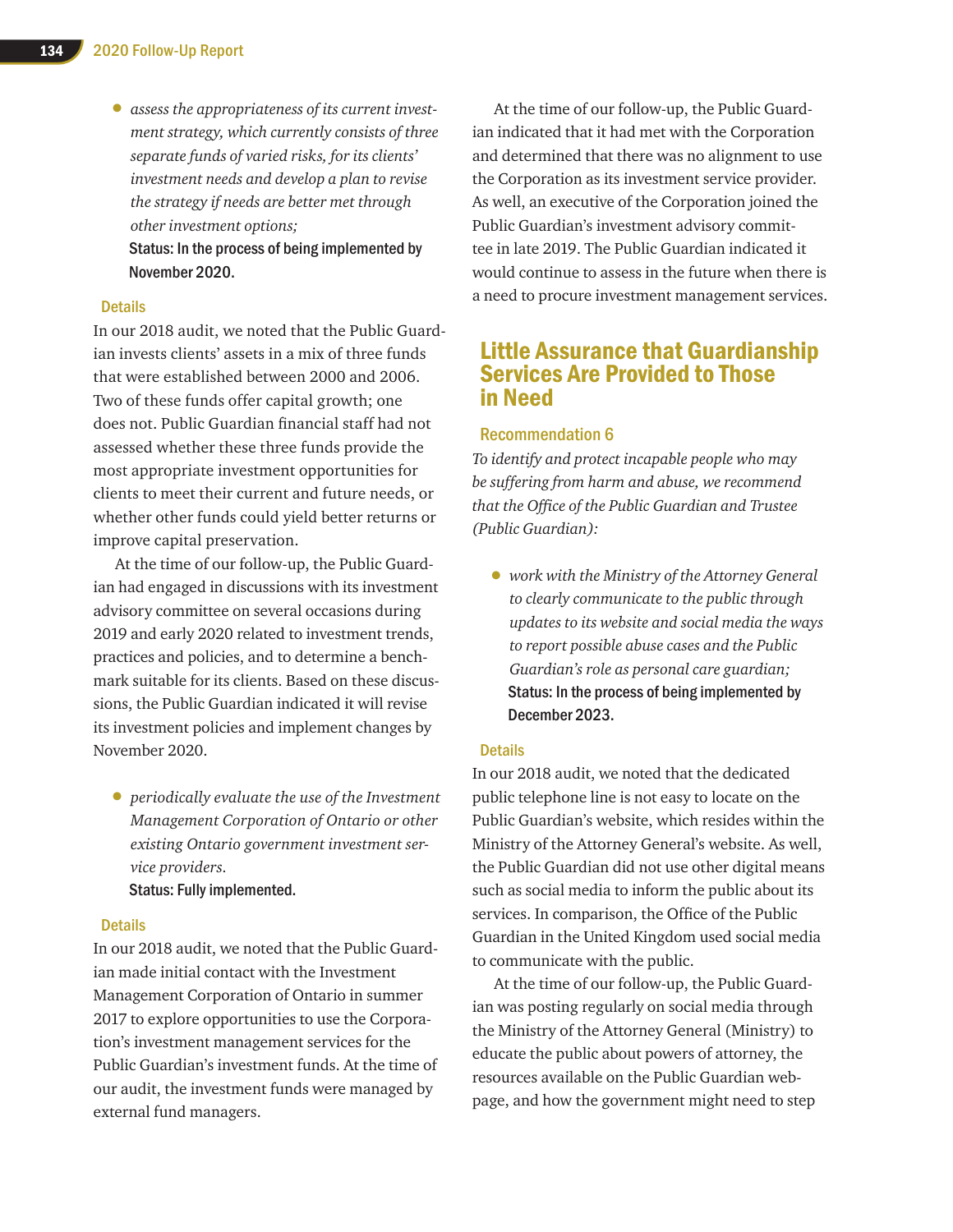- *assess the appropriateness of its current investment strategy, which currently consists of three separate funds of varied risks, for its clients' investment needs and develop a plan to revise the strategy if needs are better met through other investment options;*

**Status: In the process of being implemented by November 2020.**

### Details

In our 2018 audit, we noted that the Public Guardian invests clients' assets in a mix of three funds that were established between 2000 and 2006. Two of these funds offer capital growth; one does not. Public Guardian financial staff had not assessed whether these three funds provide the most appropriate investment opportunities for clients to meet their current and future needs, or whether other funds could yield better returns or improve capital preservation.

At the time of our follow-up, the Public Guardian had engaged in discussions with its investment advisory committee on several occasions during 2019 and early 2020 related to investment trends, practices and policies, and to determine a benchmark suitable for its clients. Based on these discussions, the Public Guardian indicated it will revise its investment policies and implement changes by November 2020.

- *periodically evaluate the use of the Investment Management Corporation of Ontario or other existing Ontario government investment service providers.*

**Status: Fully implemented.**

### Details

In our 2018 audit, we noted that the Public Guardian made initial contact with the Investment Management Corporation of Ontario in summer 2017 to explore opportunities to use the Corporation's investment management services for the Public Guardian's investment funds. At the time of our audit, the investment funds were managed by external fund managers.

At the time of our follow-up, the Public Guardian indicated that it had met with the Corporation and determined that there was no alignment to use the Corporation as its investment service provider. As well, an executive of the Corporation joined the Public Guardian's investment advisory committee in late 2019. The Public Guardian indicated it would continue to assess in the future when there is a need to procure investment management services.

## Little Assurance that Guardianship Services Are Provided to Those in Need

### Recommendation 6

*To identify and protect incapable people who may be suffering from harm and abuse, we recommend that the Office of the Public Guardian and Trustee (Public Guardian):*

- *work with the Ministry of the Attorney General to clearly communicate to the public through updates to its website and social media the ways to report possible abuse cases and the Public Guardian's role as personal care guardian;*

**Status: In the process of being implemented by December 2023.**

### Details

In our 2018 audit, we noted that the dedicated public telephone line is not easy to locate on the Public Guardian's website, which resides within the Ministry of the Attorney General's website. As well, the Public Guardian did not use other digital means such as social media to inform the public about its services. In comparison, the Office of the Public Guardian in the United Kingdom used social media to communicate with the public.

At the time of our follow-up, the Public Guardian was posting regularly on social media through the Ministry of the Attorney General (Ministry) to educate the public about powers of attorney, the resources available on the Public Guardian webpage, and how the government might need to step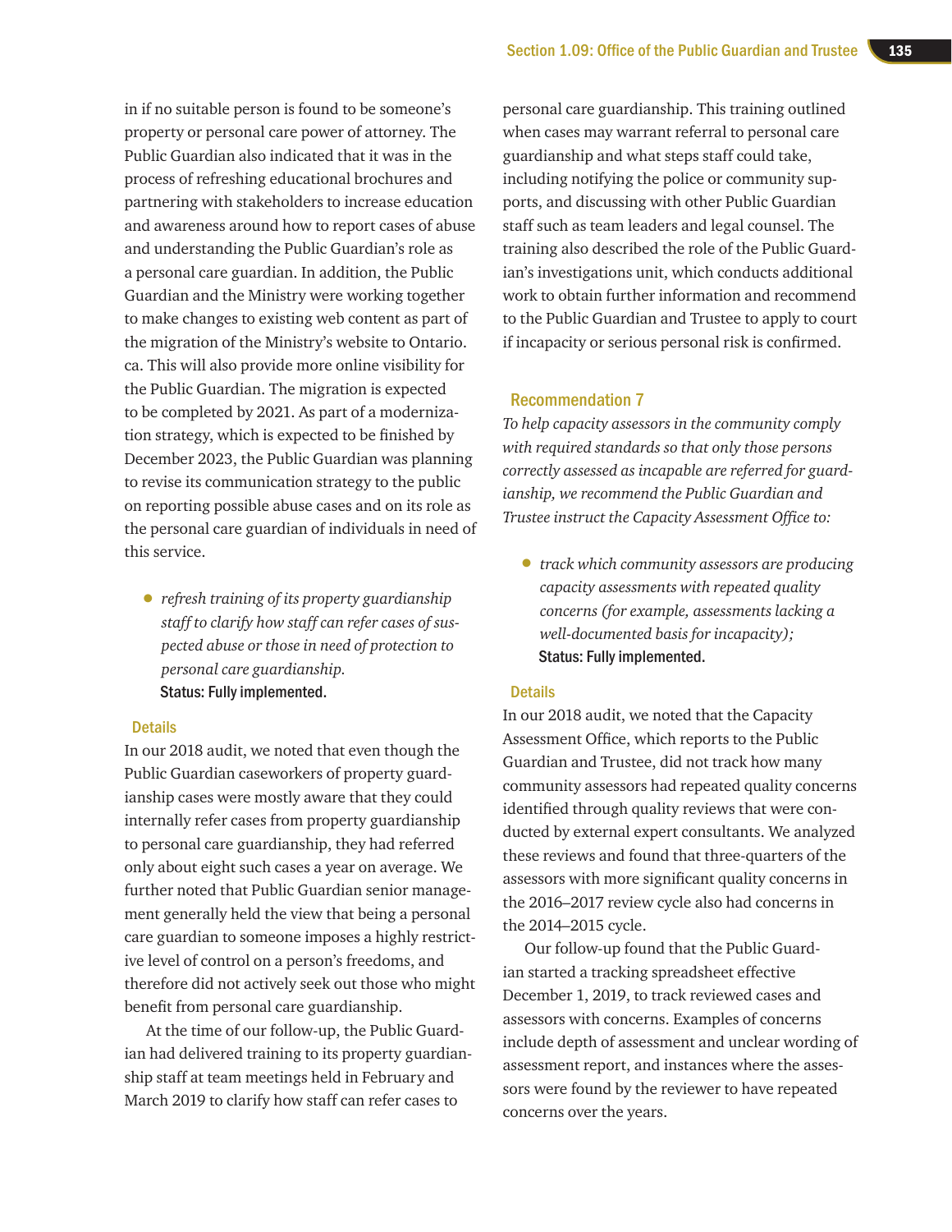in if no suitable person is found to be someone's property or personal care power of attorney. The Public Guardian also indicated that it was in the process of refreshing educational brochures and partnering with stakeholders to increase education and awareness around how to report cases of abuse and understanding the Public Guardian's role as a personal care guardian. In addition, the Public Guardian and the Ministry were working together to make changes to existing web content as part of the migration of the Ministry's website to Ontario.ca. This will also provide more online visibility for the Public Guardian. The migration is expected to be completed by 2021. As part of a modernization strategy, which is expected to be finished by December 2023, the Public Guardian was planning to revise its communication strategy to the public on reporting possible abuse cases and on its role as the personal care guardian of individuals in need of this service.

- *refresh training of its property guardianship staff to clarify how staff can refer cases of suspected abuse or those in need of protection to personal care guardianship.*
  **Status: Fully implemented.**

### Details

In our 2018 audit, we noted that even though the Public Guardian caseworkers of property guardianship cases were mostly aware that they could internally refer cases from property guardianship to personal care guardianship, they had referred only about eight such cases a year on average. We further noted that Public Guardian senior management generally held the view that being a personal care guardian to someone imposes a highly restrictive level of control on a person's freedoms, and therefore did not actively seek out those who might benefit from personal care guardianship.

At the time of our follow-up, the Public Guardian had delivered training to its property guardianship staff at team meetings held in February and March 2019 to clarify how staff can refer cases to personal care guardianship. This training outlined when cases may warrant referral to personal care guardianship and what steps staff could take, including notifying the police or community supports, and discussing with other Public Guardian staff such as team leaders and legal counsel. The training also described the role of the Public Guardian's investigations unit, which conducts additional work to obtain further information and recommend to the Public Guardian and Trustee to apply to court if incapacity or serious personal risk is confirmed.

## Recommendation 7

*To help capacity assessors in the community comply with required standards so that only those persons correctly assessed as incapable are referred for guardianship, we recommend the Public Guardian and Trustee instruct the Capacity Assessment Office to:*

- *track which community assessors are producing capacity assessments with repeated quality concerns (for example, assessments lacking a well-documented basis for incapacity);*
  **Status: Fully implemented.**

### Details

In our 2018 audit, we noted that the Capacity Assessment Office, which reports to the Public Guardian and Trustee, did not track how many community assessors had repeated quality concerns identified through quality reviews that were conducted by external expert consultants. We analyzed these reviews and found that three-quarters of the assessors with more significant quality concerns in the 2016–2017 review cycle also had concerns in the 2014–2015 cycle.

Our follow-up found that the Public Guardian started a tracking spreadsheet effective December 1, 2019, to track reviewed cases and assessors with concerns. Examples of concerns include depth of assessment and unclear wording of assessment report, and instances where the assessors were found by the reviewer to have repeated concerns over the years.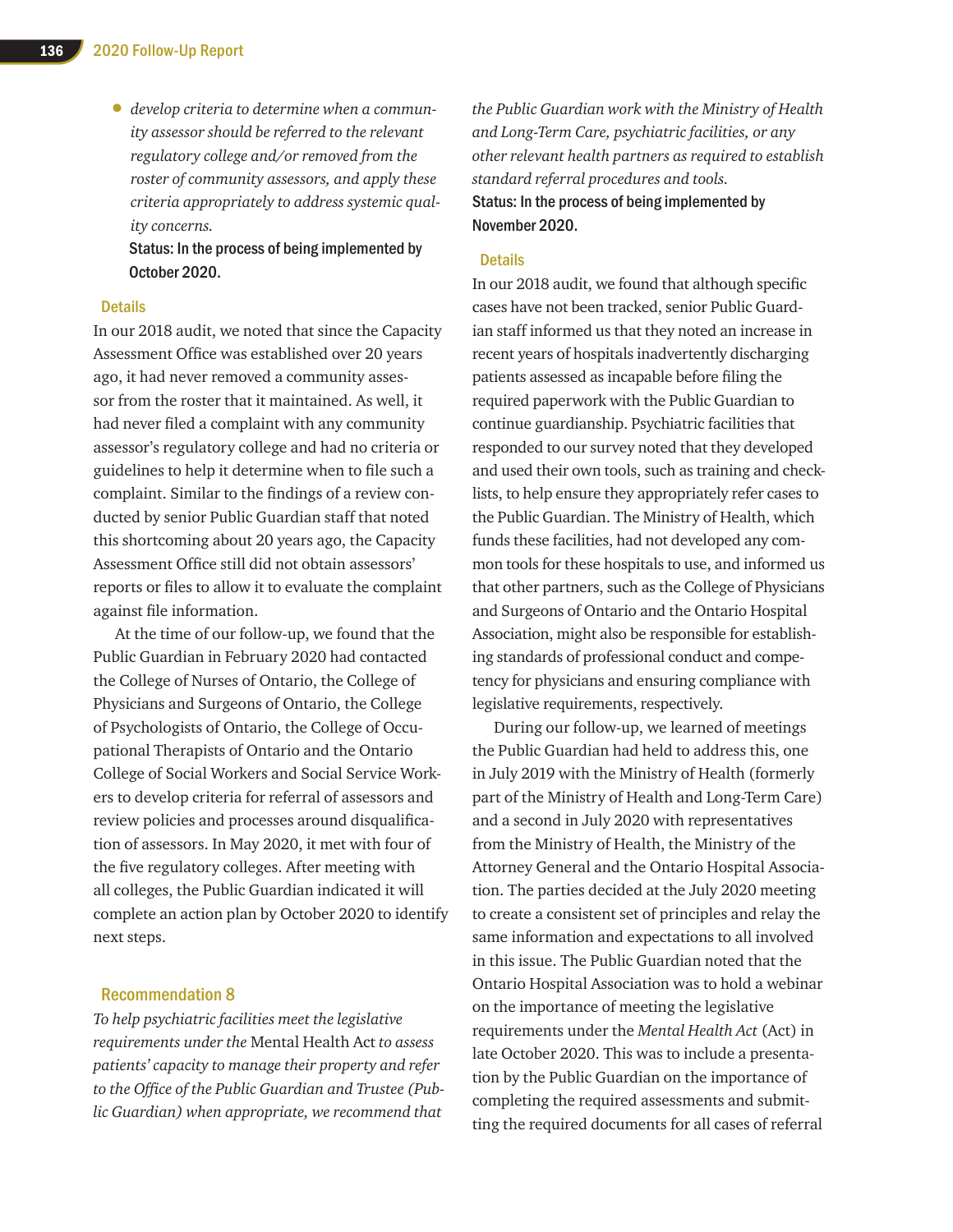- *develop criteria to determine when a community assessor should be referred to the relevant regulatory college and/or removed from the roster of community assessors, and apply these criteria appropriately to address systemic quality concerns.*

  **Status: In the process of being implemented by October 2020.**

### Details

In our 2018 audit, we noted that since the Capacity Assessment Office was established over 20 years ago, it had never removed a community assessor from the roster that it maintained. As well, it had never filed a complaint with any community assessor's regulatory college and had no criteria or guidelines to help it determine when to file such a complaint. Similar to the findings of a review conducted by senior Public Guardian staff that noted this shortcoming about 20 years ago, the Capacity Assessment Office still did not obtain assessors' reports or files to allow it to evaluate the complaint against file information.

At the time of our follow-up, we found that the Public Guardian in February 2020 had contacted the College of Nurses of Ontario, the College of Physicians and Surgeons of Ontario, the College of Psychologists of Ontario, the College of Occupational Therapists of Ontario and the Ontario College of Social Workers and Social Service Workers to develop criteria for referral of assessors and review policies and processes around disqualification of assessors. In May 2020, it met with four of the five regulatory colleges. After meeting with all colleges, the Public Guardian indicated it will complete an action plan by October 2020 to identify next steps.

## Recommendation 8

*To help psychiatric facilities meet the legislative requirements under the* Mental Health Act *to assess patients' capacity to manage their property and refer to the Office of the Public Guardian and Trustee (Public Guardian) when appropriate, we recommend that the Public Guardian work with the Ministry of Health and Long-Term Care, psychiatric facilities, or any other relevant health partners as required to establish standard referral procedures and tools.*

**Status: In the process of being implemented by November 2020.**

### Details

In our 2018 audit, we found that although specific cases have not been tracked, senior Public Guardian staff informed us that they noted an increase in recent years of hospitals inadvertently discharging patients assessed as incapable before filing the required paperwork with the Public Guardian to continue guardianship. Psychiatric facilities that responded to our survey noted that they developed and used their own tools, such as training and checklists, to help ensure they appropriately refer cases to the Public Guardian. The Ministry of Health, which funds these facilities, had not developed any common tools for these hospitals to use, and informed us that other partners, such as the College of Physicians and Surgeons of Ontario and the Ontario Hospital Association, might also be responsible for establishing standards of professional conduct and competency for physicians and ensuring compliance with legislative requirements, respectively.

During our follow-up, we learned of meetings the Public Guardian had held to address this, one in July 2019 with the Ministry of Health (formerly part of the Ministry of Health and Long-Term Care) and a second in July 2020 with representatives from the Ministry of Health, the Ministry of the Attorney General and the Ontario Hospital Association. The parties decided at the July 2020 meeting to create a consistent set of principles and relay the same information and expectations to all involved in this issue. The Public Guardian noted that the Ontario Hospital Association was to hold a webinar on the importance of meeting the legislative requirements under the *Mental Health Act* (Act) in late October 2020. This was to include a presentation by the Public Guardian on the importance of completing the required assessments and submitting the required documents for all cases of referral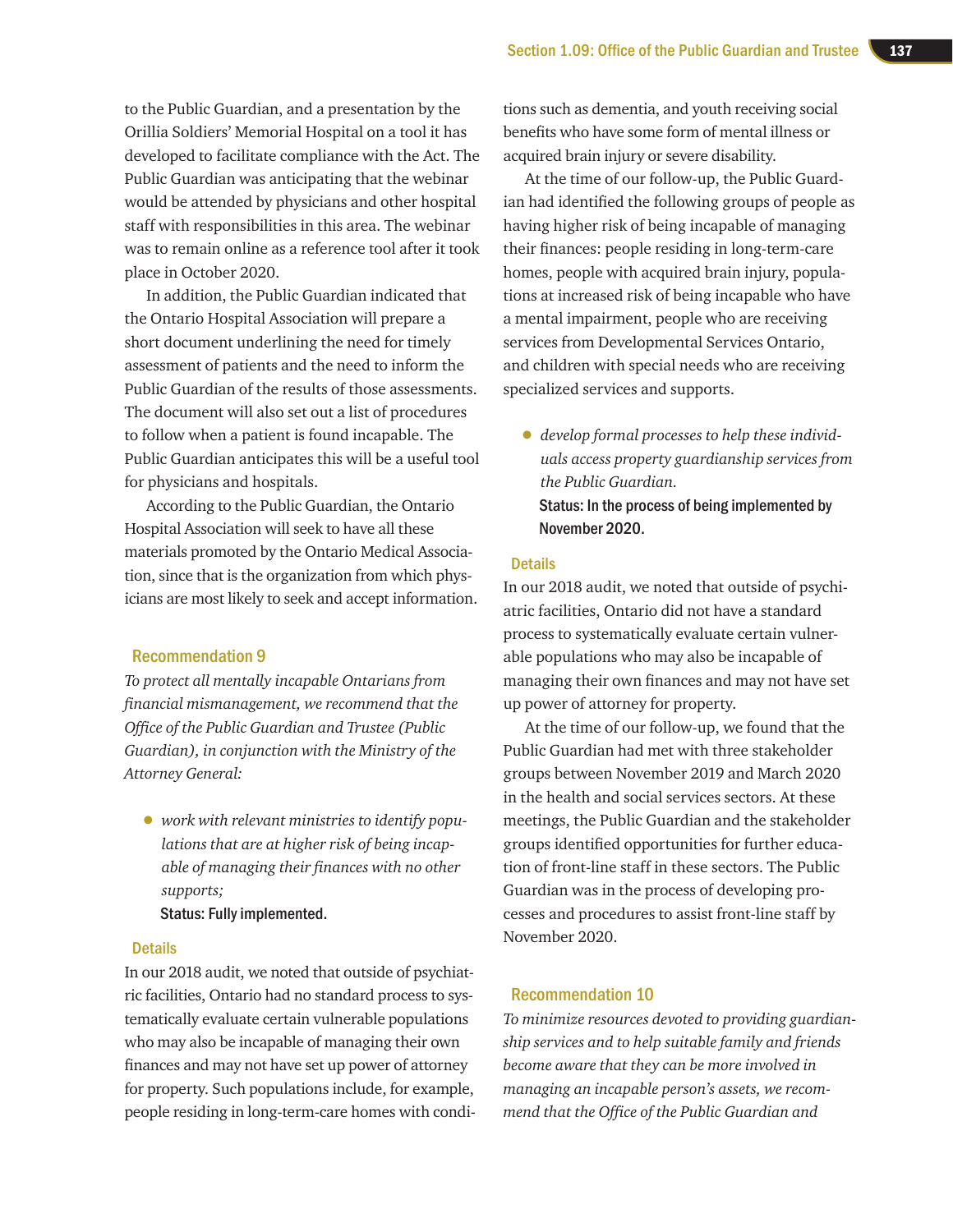to the Public Guardian, and a presentation by the Orillia Soldiers' Memorial Hospital on a tool it has developed to facilitate compliance with the Act. The Public Guardian was anticipating that the webinar would be attended by physicians and other hospital staff with responsibilities in this area. The webinar was to remain online as a reference tool after it took place in October 2020.

In addition, the Public Guardian indicated that the Ontario Hospital Association will prepare a short document underlining the need for timely assessment of patients and the need to inform the Public Guardian of the results of those assessments. The document will also set out a list of procedures to follow when a patient is found incapable. The Public Guardian anticipates this will be a useful tool for physicians and hospitals.

According to the Public Guardian, the Ontario Hospital Association will seek to have all these materials promoted by the Ontario Medical Association, since that is the organization from which physicians are most likely to seek and accept information.

### Recommendation 9

*To protect all mentally incapable Ontarians from financial mismanagement, we recommend that the Office of the Public Guardian and Trustee (Public Guardian), in conjunction with the Ministry of the Attorney General:*

- *work with relevant ministries to identify populations that are at higher risk of being incapable of managing their finances with no other supports;*

  **Status: Fully implemented.**

#### Details

In our 2018 audit, we noted that outside of psychiatric facilities, Ontario had no standard process to systematically evaluate certain vulnerable populations who may also be incapable of managing their own finances and may not have set up power of attorney for property. Such populations include, for example, people residing in long-term-care homes with conditions such as dementia, and youth receiving social benefits who have some form of mental illness or acquired brain injury or severe disability.

At the time of our follow-up, the Public Guardian had identified the following groups of people as having higher risk of being incapable of managing their finances: people residing in long-term-care homes, people with acquired brain injury, populations at increased risk of being incapable who have a mental impairment, people who are receiving services from Developmental Services Ontario, and children with special needs who are receiving specialized services and supports.

- *develop formal processes to help these individuals access property guardianship services from the Public Guardian.*

  **Status: In the process of being implemented by November 2020.**

#### Details

In our 2018 audit, we noted that outside of psychiatric facilities, Ontario did not have a standard process to systematically evaluate certain vulnerable populations who may also be incapable of managing their own finances and may not have set up power of attorney for property.

At the time of our follow-up, we found that the Public Guardian had met with three stakeholder groups between November 2019 and March 2020 in the health and social services sectors. At these meetings, the Public Guardian and the stakeholder groups identified opportunities for further education of front-line staff in these sectors. The Public Guardian was in the process of developing processes and procedures to assist front-line staff by November 2020.

### Recommendation 10

*To minimize resources devoted to providing guardianship services and to help suitable family and friends become aware that they can be more involved in managing an incapable person's assets, we recommend that the Office of the Public Guardian and*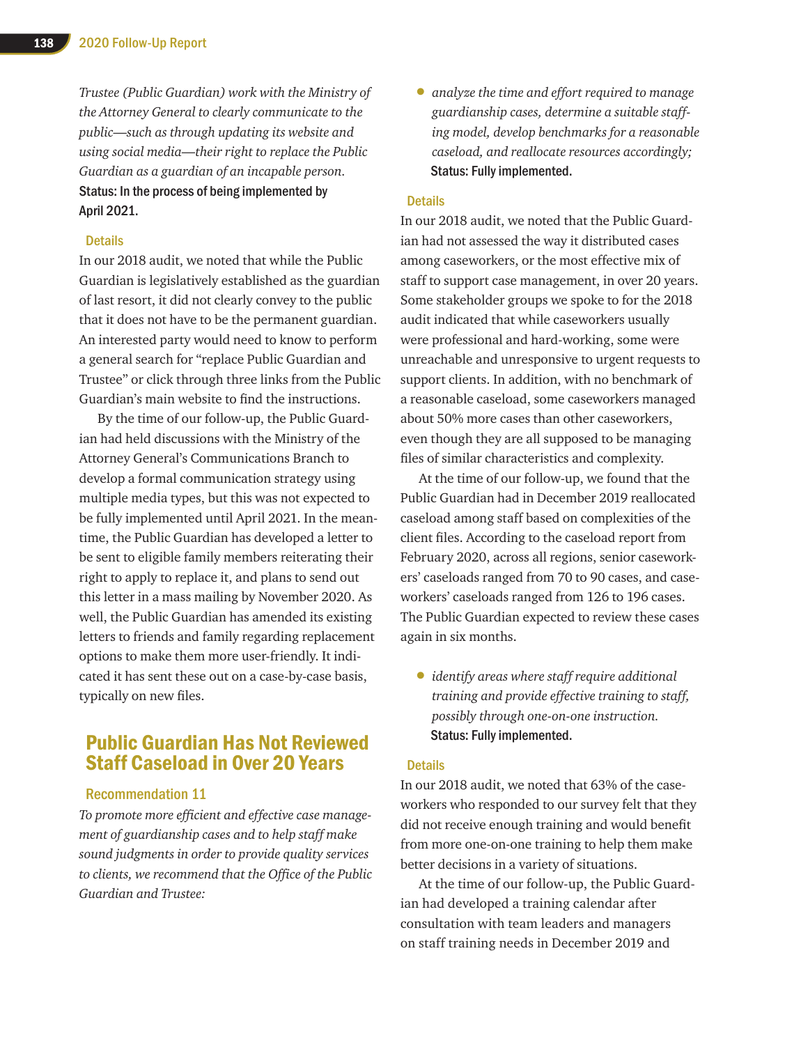*Trustee (Public Guardian) work with the Ministry of the Attorney General to clearly communicate to the public—such as through updating its website and using social media—their right to replace the Public Guardian as a guardian of an incapable person.*
**Status: In the process of being implemented by April 2021.**

### Details

In our 2018 audit, we noted that while the Public Guardian is legislatively established as the guardian of last resort, it did not clearly convey to the public that it does not have to be the permanent guardian. An interested party would need to know to perform a general search for "replace Public Guardian and Trustee" or click through three links from the Public Guardian's main website to find the instructions.

By the time of our follow-up, the Public Guardian had held discussions with the Ministry of the Attorney General's Communications Branch to develop a formal communication strategy using multiple media types, but this was not expected to be fully implemented until April 2021. In the meantime, the Public Guardian has developed a letter to be sent to eligible family members reiterating their right to apply to replace it, and plans to send out this letter in a mass mailing by November 2020. As well, the Public Guardian has amended its existing letters to friends and family regarding replacement options to make them more user-friendly. It indicated it has sent these out on a case-by-case basis, typically on new files.

## Public Guardian Has Not Reviewed Staff Caseload in Over 20 Years

### Recommendation 11

*To promote more efficient and effective case management of guardianship cases and to help staff make sound judgments in order to provide quality services to clients, we recommend that the Office of the Public Guardian and Trustee:*

- *analyze the time and effort required to manage guardianship cases, determine a suitable staffing model, develop benchmarks for a reasonable caseload, and reallocate resources accordingly;*
  **Status: Fully implemented.**

### Details

In our 2018 audit, we noted that the Public Guardian had not assessed the way it distributed cases among caseworkers, or the most effective mix of staff to support case management, in over 20 years. Some stakeholder groups we spoke to for the 2018 audit indicated that while caseworkers usually were professional and hard-working, some were unreachable and unresponsive to urgent requests to support clients. In addition, with no benchmark of a reasonable caseload, some caseworkers managed about 50% more cases than other caseworkers, even though they are all supposed to be managing files of similar characteristics and complexity.

At the time of our follow-up, we found that the Public Guardian had in December 2019 reallocated caseload among staff based on complexities of the client files. According to the caseload report from February 2020, across all regions, senior caseworkers' caseloads ranged from 70 to 90 cases, and caseworkers' caseloads ranged from 126 to 196 cases. The Public Guardian expected to review these cases again in six months.

- *identify areas where staff require additional training and provide effective training to staff, possibly through one-on-one instruction.*
  **Status: Fully implemented.**

### Details

In our 2018 audit, we noted that 63% of the caseworkers who responded to our survey felt that they did not receive enough training and would benefit from more one-on-one training to help them make better decisions in a variety of situations.

At the time of our follow-up, the Public Guardian had developed a training calendar after consultation with team leaders and managers on staff training needs in December 2019 and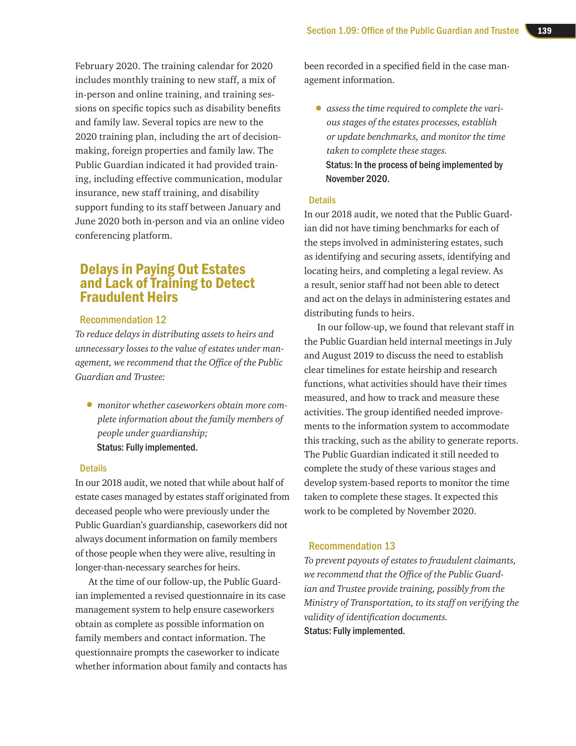February 2020. The training calendar for 2020 includes monthly training to new staff, a mix of in-person and online training, and training sessions on specific topics such as disability benefits and family law. Several topics are new to the 2020 training plan, including the art of decision-making, foreign properties and family law. The Public Guardian indicated it had provided training, including effective communication, modular insurance, new staff training, and disability support funding to its staff between January and June 2020 both in-person and via an online video conferencing platform.

## Delays in Paying Out Estates and Lack of Training to Detect Fraudulent Heirs

### Recommendation 12

*To reduce delays in distributing assets to heirs and unnecessary losses to the value of estates under management, we recommend that the Office of the Public Guardian and Trustee:*

- *monitor whether caseworkers obtain more complete information about the family members of people under guardianship;*

  **Status: Fully implemented.**

#### Details

In our 2018 audit, we noted that while about half of estate cases managed by estates staff originated from deceased people who were previously under the Public Guardian's guardianship, caseworkers did not always document information on family members of those people when they were alive, resulting in longer-than-necessary searches for heirs.

At the time of our follow-up, the Public Guardian implemented a revised questionnaire in its case management system to help ensure caseworkers obtain as complete as possible information on family members and contact information. The questionnaire prompts the caseworker to indicate whether information about family and contacts has been recorded in a specified field in the case management information.

- *assess the time required to complete the various stages of the estates processes, establish or update benchmarks, and monitor the time taken to complete these stages.*

  **Status: In the process of being implemented by November 2020.**

#### Details

In our 2018 audit, we noted that the Public Guardian did not have timing benchmarks for each of the steps involved in administering estates, such as identifying and securing assets, identifying and locating heirs, and completing a legal review. As a result, senior staff had not been able to detect and act on the delays in administering estates and distributing funds to heirs.

In our follow-up, we found that relevant staff in the Public Guardian held internal meetings in July and August 2019 to discuss the need to establish clear timelines for estate heirship and research functions, what activities should have their times measured, and how to track and measure these activities. The group identified needed improvements to the information system to accommodate this tracking, such as the ability to generate reports. The Public Guardian indicated it still needed to complete the study of these various stages and develop system-based reports to monitor the time taken to complete these stages. It expected this work to be completed by November 2020.

### Recommendation 13

*To prevent payouts of estates to fraudulent claimants, we recommend that the Office of the Public Guardian and Trustee provide training, possibly from the Ministry of Transportation, to its staff on verifying the validity of identification documents.*

**Status: Fully implemented.**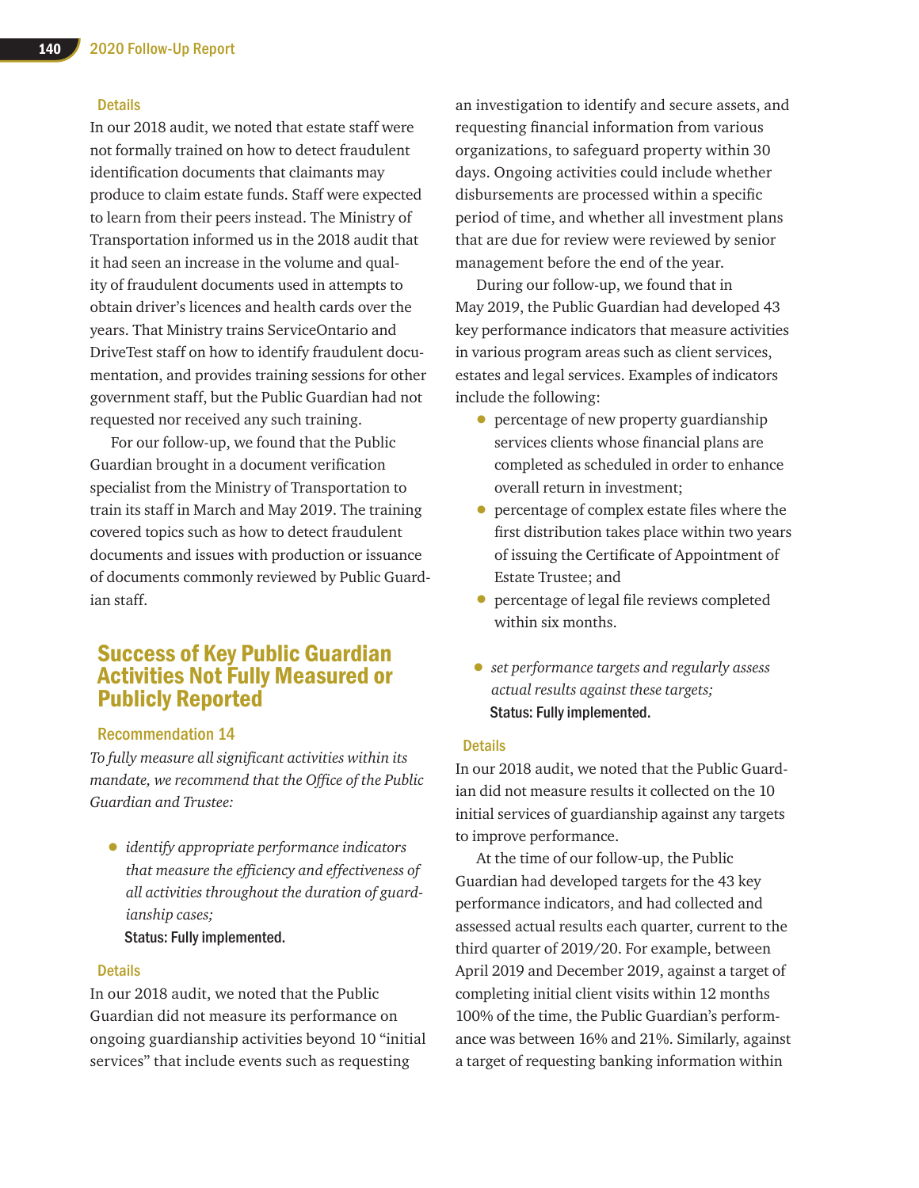#### Details

In our 2018 audit, we noted that estate staff were not formally trained on how to detect fraudulent identification documents that claimants may produce to claim estate funds. Staff were expected to learn from their peers instead. The Ministry of Transportation informed us in the 2018 audit that it had seen an increase in the volume and quality of fraudulent documents used in attempts to obtain driver's licences and health cards over the years. That Ministry trains ServiceOntario and DriveTest staff on how to identify fraudulent documentation, and provides training sessions for other government staff, but the Public Guardian had not requested nor received any such training.

For our follow-up, we found that the Public Guardian brought in a document verification specialist from the Ministry of Transportation to train its staff in March and May 2019. The training covered topics such as how to detect fraudulent documents and issues with production or issuance of documents commonly reviewed by Public Guardian staff.

## Success of Key Public Guardian Activities Not Fully Measured or Publicly Reported

### Recommendation 14

*To fully measure all significant activities within its mandate, we recommend that the Office of the Public Guardian and Trustee:*

- *identify appropriate performance indicators that measure the efficiency and effectiveness of all activities throughout the duration of guardianship cases;*

  **Status: Fully implemented.**

#### Details

In our 2018 audit, we noted that the Public Guardian did not measure its performance on ongoing guardianship activities beyond 10 "initial services" that include events such as requesting an investigation to identify and secure assets, and requesting financial information from various organizations, to safeguard property within 30 days. Ongoing activities could include whether disbursements are processed within a specific period of time, and whether all investment plans that are due for review were reviewed by senior management before the end of the year.

During our follow-up, we found that in May 2019, the Public Guardian had developed 43 key performance indicators that measure activities in various program areas such as client services, estates and legal services. Examples of indicators include the following:

- percentage of new property guardianship services clients whose financial plans are completed as scheduled in order to enhance overall return in investment;
- percentage of complex estate files where the first distribution takes place within two years of issuing the Certificate of Appointment of Estate Trustee; and
- percentage of legal file reviews completed within six months.

- *set performance targets and regularly assess actual results against these targets;*

  **Status: Fully implemented.**

#### Details

In our 2018 audit, we noted that the Public Guardian did not measure results it collected on the 10 initial services of guardianship against any targets to improve performance.

At the time of our follow-up, the Public Guardian had developed targets for the 43 key performance indicators, and had collected and assessed actual results each quarter, current to the third quarter of 2019/20. For example, between April 2019 and December 2019, against a target of completing initial client visits within 12 months 100% of the time, the Public Guardian's performance was between 16% and 21%. Similarly, against a target of requesting banking information within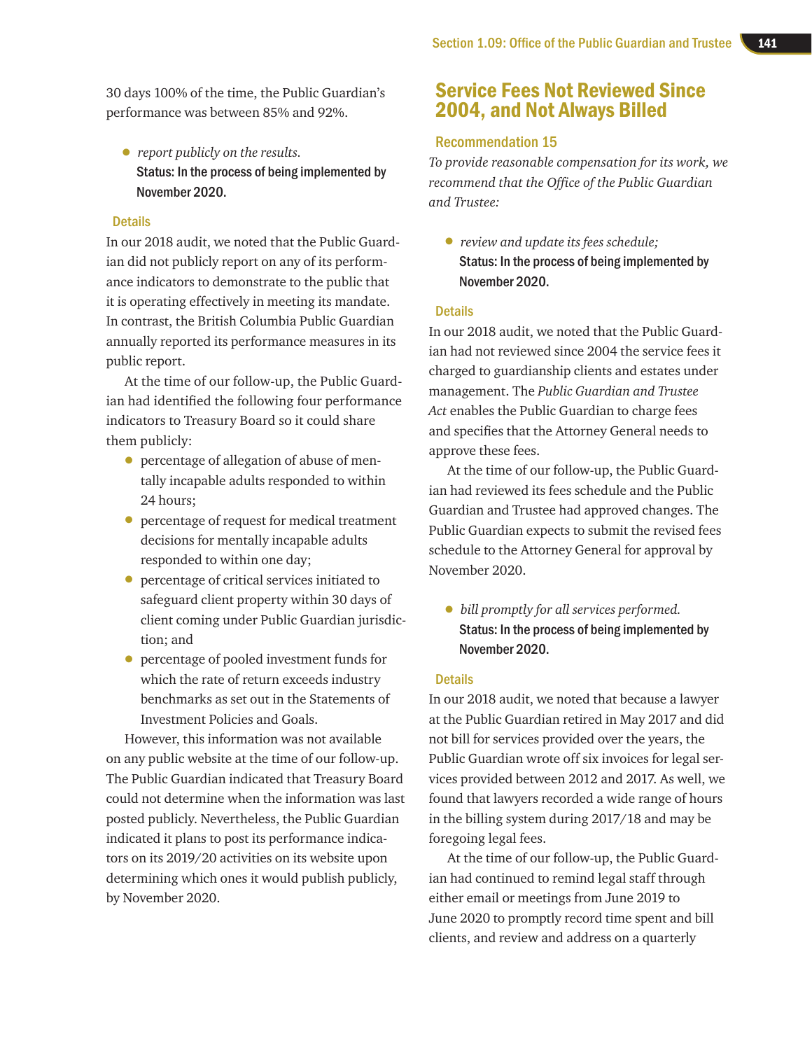30 days 100% of the time, the Public Guardian's performance was between 85% and 92%.

- *report publicly on the results.*
  **Status: In the process of being implemented by November 2020.**

### Details

In our 2018 audit, we noted that the Public Guardian did not publicly report on any of its performance indicators to demonstrate to the public that it is operating effectively in meeting its mandate. In contrast, the British Columbia Public Guardian annually reported its performance measures in its public report.

At the time of our follow-up, the Public Guardian had identified the following four performance indicators to Treasury Board so it could share them publicly:

- percentage of allegation of abuse of mentally incapable adults responded to within 24 hours;
- percentage of request for medical treatment decisions for mentally incapable adults responded to within one day;
- percentage of critical services initiated to safeguard client property within 30 days of client coming under Public Guardian jurisdiction; and
- percentage of pooled investment funds for which the rate of return exceeds industry benchmarks as set out in the Statements of Investment Policies and Goals.

However, this information was not available on any public website at the time of our follow-up. The Public Guardian indicated that Treasury Board could not determine when the information was last posted publicly. Nevertheless, the Public Guardian indicated it plans to post its performance indicators on its 2019/20 activities on its website upon determining which ones it would publish publicly, by November 2020.

## Service Fees Not Reviewed Since 2004, and Not Always Billed

### Recommendation 15

*To provide reasonable compensation for its work, we recommend that the Office of the Public Guardian and Trustee:*

- *review and update its fees schedule;*
  **Status: In the process of being implemented by November 2020.**

### Details

In our 2018 audit, we noted that the Public Guardian had not reviewed since 2004 the service fees it charged to guardianship clients and estates under management. The *Public Guardian and Trustee Act* enables the Public Guardian to charge fees and specifies that the Attorney General needs to approve these fees.

At the time of our follow-up, the Public Guardian had reviewed its fees schedule and the Public Guardian and Trustee had approved changes. The Public Guardian expects to submit the revised fees schedule to the Attorney General for approval by November 2020.

- *bill promptly for all services performed.*
  **Status: In the process of being implemented by November 2020.**

### Details

In our 2018 audit, we noted that because a lawyer at the Public Guardian retired in May 2017 and did not bill for services provided over the years, the Public Guardian wrote off six invoices for legal services provided between 2012 and 2017. As well, we found that lawyers recorded a wide range of hours in the billing system during 2017/18 and may be foregoing legal fees.

At the time of our follow-up, the Public Guardian had continued to remind legal staff through either email or meetings from June 2019 to June 2020 to promptly record time spent and bill clients, and review and address on a quarterly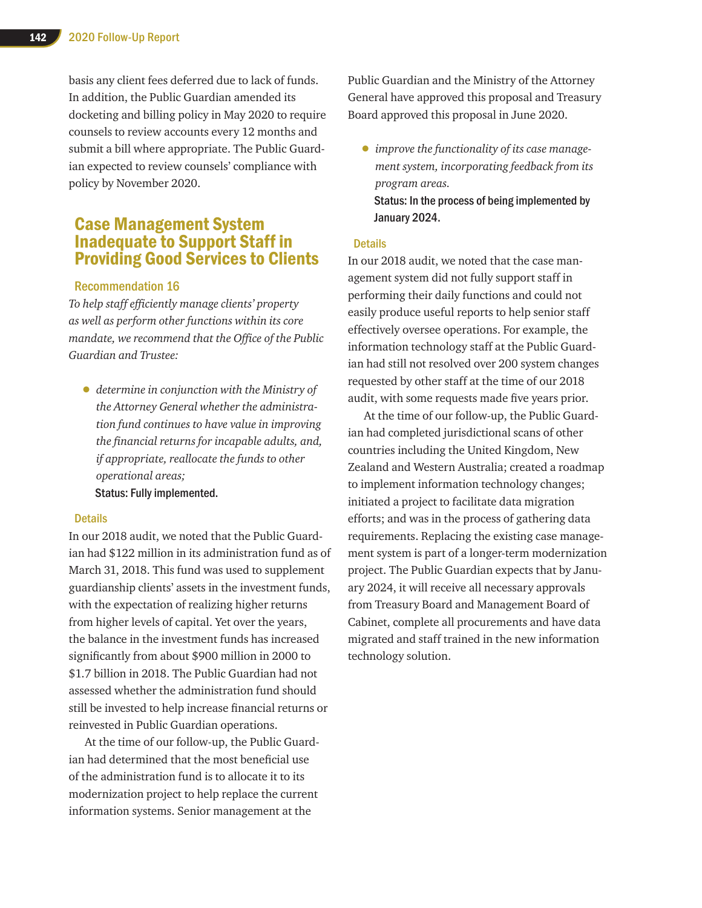basis any client fees deferred due to lack of funds. In addition, the Public Guardian amended its docketing and billing policy in May 2020 to require counsels to review accounts every 12 months and submit a bill where appropriate. The Public Guardian expected to review counsels' compliance with policy by November 2020.

## Case Management System Inadequate to Support Staff in Providing Good Services to Clients

### Recommendation 16

*To help staff efficiently manage clients' property as well as perform other functions within its core mandate, we recommend that the Office of the Public Guardian and Trustee:*

- *determine in conjunction with the Ministry of the Attorney General whether the administration fund continues to have value in improving the financial returns for incapable adults, and, if appropriate, reallocate the funds to other operational areas;*

  **Status: Fully implemented.**

### Details

In our 2018 audit, we noted that the Public Guardian had $122 million in its administration fund as of March 31, 2018. This fund was used to supplement guardianship clients' assets in the investment funds, with the expectation of realizing higher returns from higher levels of capital. Yet over the years, the balance in the investment funds has increased significantly from about $900 million in 2000 to $1.7 billion in 2018. The Public Guardian had not assessed whether the administration fund should still be invested to help increase financial returns or reinvested in Public Guardian operations.

At the time of our follow-up, the Public Guardian had determined that the most beneficial use of the administration fund is to allocate it to its modernization project to help replace the current information systems. Senior management at the Public Guardian and the Ministry of the Attorney General have approved this proposal and Treasury Board approved this proposal in June 2020.

- *improve the functionality of its case management system, incorporating feedback from its program areas.*

  **Status: In the process of being implemented by January 2024.**

### Details

In our 2018 audit, we noted that the case management system did not fully support staff in performing their daily functions and could not easily produce useful reports to help senior staff effectively oversee operations. For example, the information technology staff at the Public Guardian had still not resolved over 200 system changes requested by other staff at the time of our 2018 audit, with some requests made five years prior.

At the time of our follow-up, the Public Guardian had completed jurisdictional scans of other countries including the United Kingdom, New Zealand and Western Australia; created a roadmap to implement information technology changes; initiated a project to facilitate data migration efforts; and was in the process of gathering data requirements. Replacing the existing case management system is part of a longer-term modernization project. The Public Guardian expects that by January 2024, it will receive all necessary approvals from Treasury Board and Management Board of Cabinet, complete all procurements and have data migrated and staff trained in the new information technology solution.